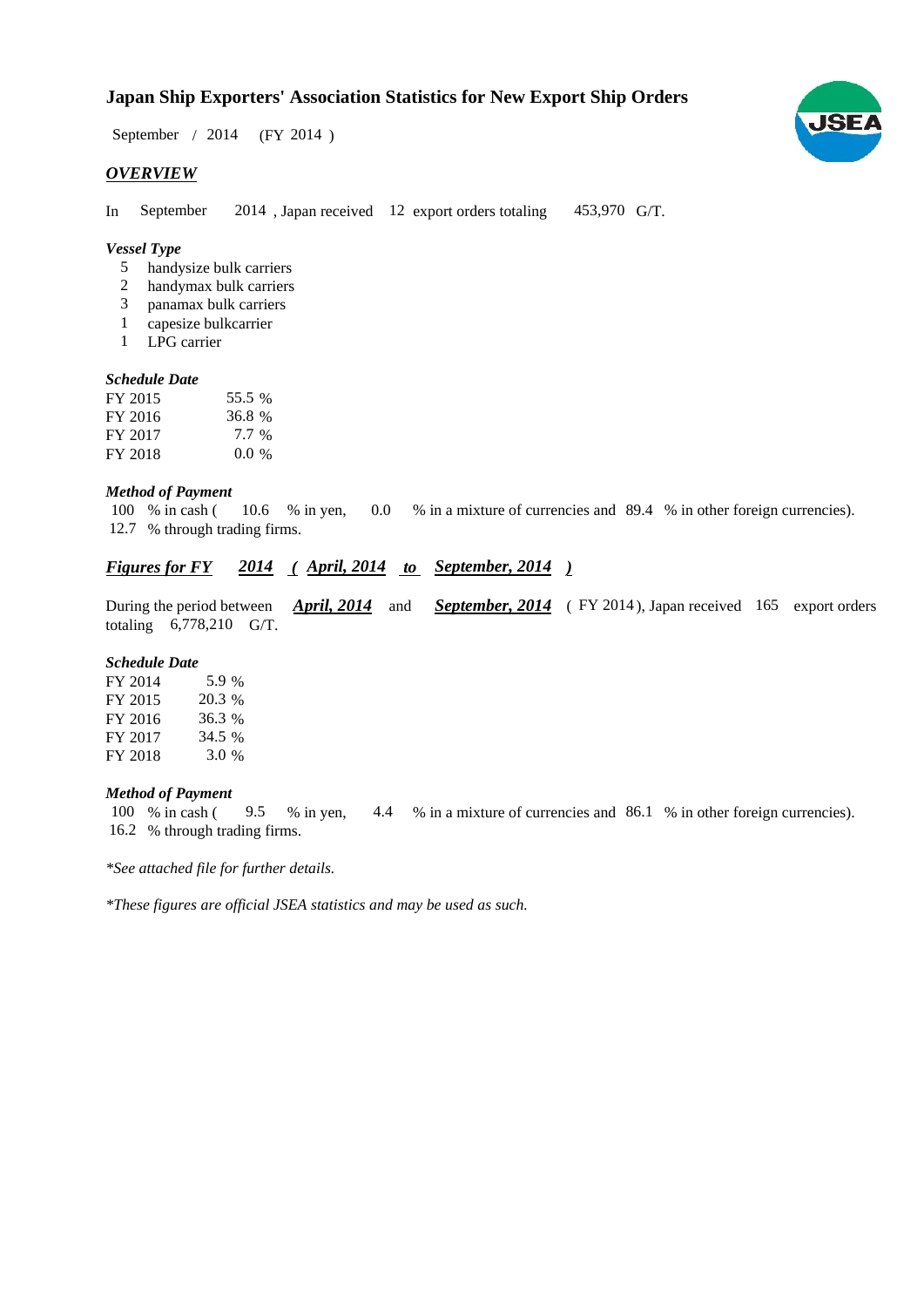# Japan Ship Exporters' Association Statistics for New Export Ship Orders

September / 2014 (FY 2014 )

## *OVERVIEW*

In September 2014 , Japan received 12 export orders totaling 453,970 G/T.

### *Vessel Type*

- 5 handysize bulk carriers
- 2 handymax bulk carriers
- 3 panamax bulk carriers
- 1 capesize bulkcarrier
- 1 LPG carrier

### *Schedule Date*

| | |
|---|---|
| FY 2015 | 55.5 % |
| FY 2016 | 36.8 % |
| FY 2017 | 7.7 % |
| FY 2018 | 0.0 % |

### *Method of Payment*

100 % in cash ( 10.6 % in yen, 0.0 % in a mixture of currencies and 89.4 % in other foreign currencies).
12.7 % through trading firms.

## ***Figures for FY 2014 ( April, 2014 to September, 2014 )***

During the period between ***April, 2014*** and ***September, 2014*** ( FY 2014 ), Japan received 165 export orders totaling 6,778,210 G/T.

### *Schedule Date*

| | |
|---|---|
| FY 2014 | 5.9 % |
| FY 2015 | 20.3 % |
| FY 2016 | 36.3 % |
| FY 2017 | 34.5 % |
| FY 2018 | 3.0 % |

### *Method of Payment*

100 % in cash ( 9.5 % in yen, 4.4 % in a mixture of currencies and 86.1 % in other foreign currencies).
16.2 % through trading firms.

*\*See attached file for further details.*

*\*These figures are official JSEA statistics and may be used as such.*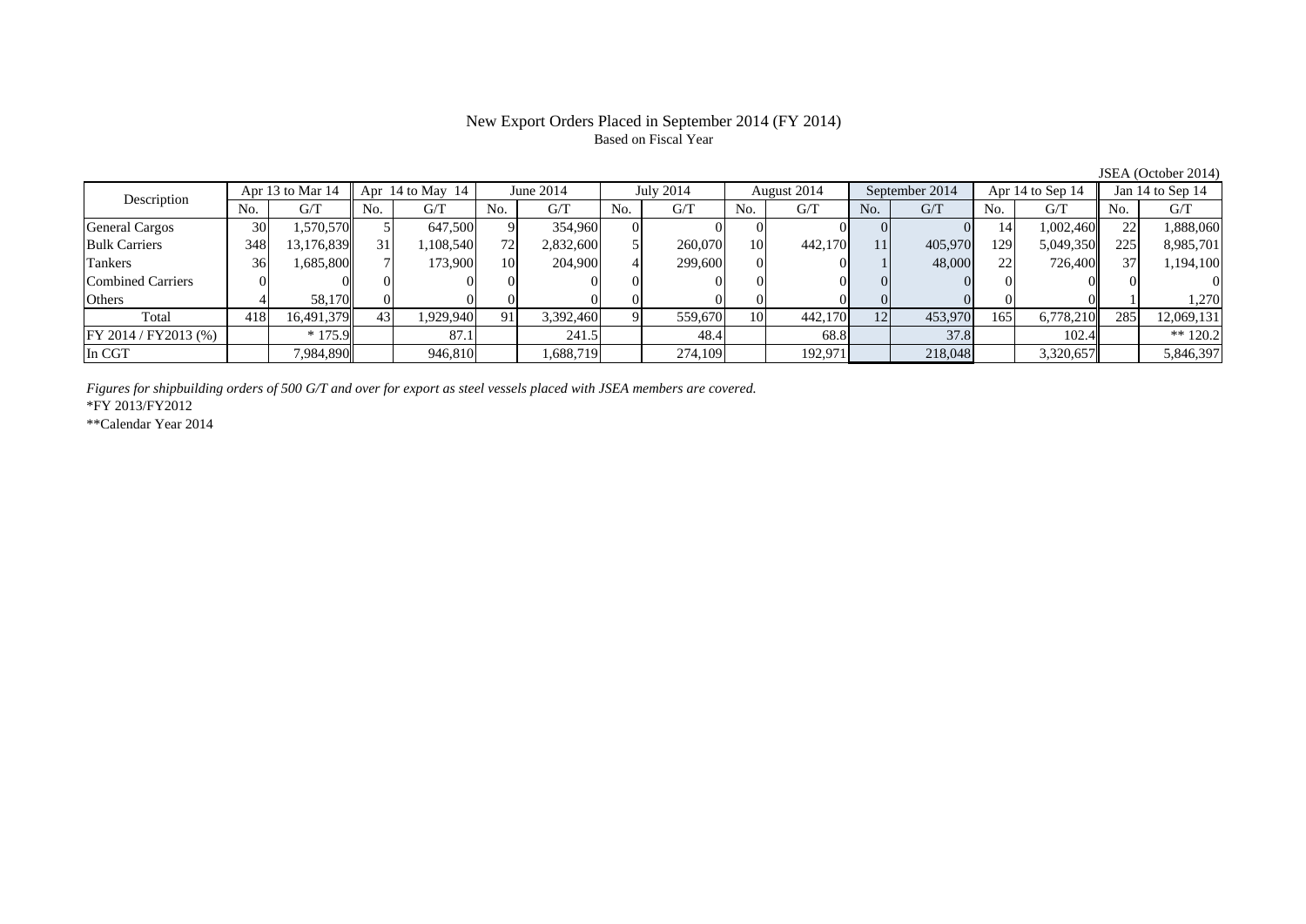# New Export Orders Placed in September 2014 (FY 2014)

Based on Fiscal Year

JSEA (October 2014)

| Description | Apr 13 to Mar 14 | | Apr 14 to May 14 | | June 2014 | | July 2014 | | August 2014 | | September 2014 | | Apr 14 to Sep 14 | | Jan 14 to Sep 14 | |
|---|---|---|---|---|---|---|---|---|---|---|---|---|---|---|---|---|
| | No. | G/T | No. | G/T | No. | G/T | No. | G/T | No. | G/T | No. | G/T | No. | G/T | No. | G/T |
| General Cargos | 30 | 1,570,570 | 5 | 647,500 | 9 | 354,960 | 0 | 0 | 0 | 0 | 0 | 0 | 14 | 1,002,460 | 22 | 1,888,060 |
| Bulk Carriers | 348 | 13,176,839 | 31 | 1,108,540 | 72 | 2,832,600 | 5 | 260,070 | 10 | 442,170 | 11 | 405,970 | 129 | 5,049,350 | 225 | 8,985,701 |
| Tankers | 36 | 1,685,800 | 7 | 173,900 | 10 | 204,900 | 4 | 299,600 | 0 | 0 | 1 | 48,000 | 22 | 726,400 | 37 | 1,194,100 |
| Combined Carriers | 0 | 0 | 0 | 0 | 0 | 0 | 0 | 0 | 0 | 0 | 0 | 0 | 0 | 0 | 0 | 0 |
| Others | 4 | 58,170 | 0 | 0 | 0 | 0 | 0 | 0 | 0 | 0 | 0 | 0 | 0 | 0 | 1 | 1,270 |
| Total | 418 | 16,491,379 | 43 | 1,929,940 | 91 | 3,392,460 | 9 | 559,670 | 10 | 442,170 | 12 | 453,970 | 165 | 6,778,210 | 285 | 12,069,131 |
| FY 2014 / FY2013 (%) | | * 175.9 | | 87.1 | | 241.5 | | 48.4 | | 68.8 | | 37.8 | | 102.4 | | ** 120.2 |
| In CGT | | 7,984,890 | | 946,810 | | 1,688,719 | | 274,109 | | 192,971 | | 218,048 | | 3,320,657 | | 5,846,397 |

*Figures for shipbuilding orders of 500 G/T and over for export as steel vessels placed with JSEA members are covered.*

*FY 2013/FY2012

**Calendar Year 2014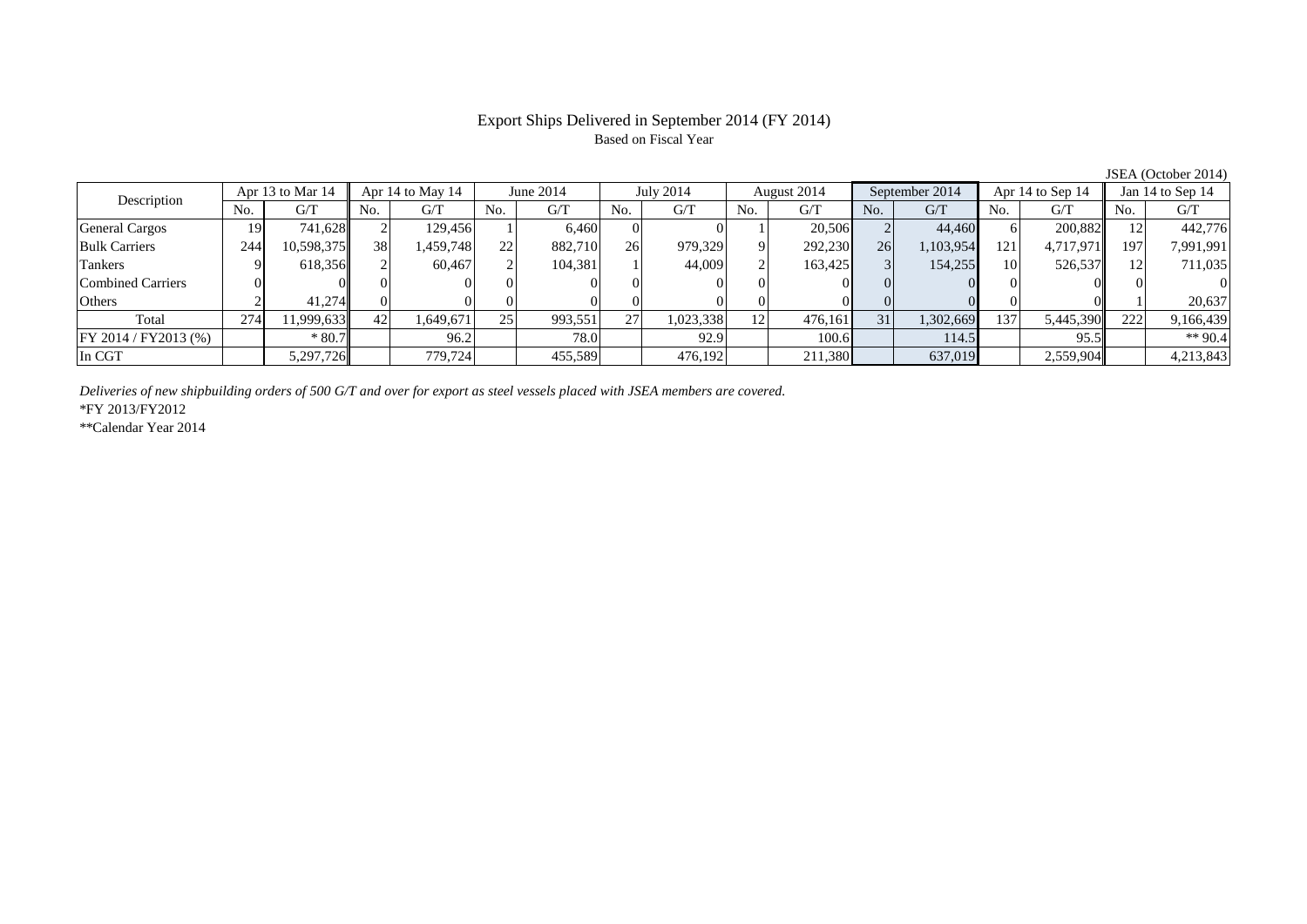# Export Ships Delivered in September 2014 (FY 2014)

Based on Fiscal Year

JSEA (October 2014)

| Description | Apr 13 to Mar 14 | | Apr 14 to May 14 | | June 2014 | | July 2014 | | August 2014 | | September 2014 | | Apr 14 to Sep 14 | | Jan 14 to Sep 14 | |
|---|---|---|---|---|---|---|---|---|---|---|---|---|---|---|---|---|
| | No. | G/T | No. | G/T | No. | G/T | No. | G/T | No. | G/T | No. | G/T | No. | G/T | No. | G/T |
| General Cargos | 19 | 741,628 | 2 | 129,456 | 1 | 6,460 | 0 | 0 | 1 | 20,506 | 2 | 44,460 | 6 | 200,882 | 12 | 442,776 |
| Bulk Carriers | 244 | 10,598,375 | 38 | 1,459,748 | 22 | 882,710 | 26 | 979,329 | 9 | 292,230 | 26 | 1,103,954 | 121 | 4,717,971 | 197 | 7,991,991 |
| Tankers | 9 | 618,356 | 2 | 60,467 | 2 | 104,381 | 1 | 44,009 | 2 | 163,425 | 3 | 154,255 | 10 | 526,537 | 12 | 711,035 |
| Combined Carriers | 0 | 0 | 0 | 0 | 0 | 0 | 0 | 0 | 0 | 0 | 0 | 0 | 0 | 0 | 0 | 0 |
| Others | 2 | 41,274 | 0 | 0 | 0 | 0 | 0 | 0 | 0 | 0 | 0 | 0 | 0 | 0 | 1 | 20,637 |
| Total | 274 | 11,999,633 | 42 | 1,649,671 | 25 | 993,551 | 27 | 1,023,338 | 12 | 476,161 | 31 | 1,302,669 | 137 | 5,445,390 | 222 | 9,166,439 |
| FY 2014 / FY2013 (%) | | * 80.7 | | 96.2 | | 78.0 | | 92.9 | | 100.6 | | 114.5 | | 95.5 | | ** 90.4 |
| In CGT | | 5,297,726 | | 779,724 | | 455,589 | | 476,192 | | 211,380 | | 637,019 | | 2,559,904 | | 4,213,843 |

*Deliveries of new shipbuilding orders of 500 G/T and over for export as steel vessels placed with JSEA members are covered.*

*FY 2013/FY2012

**Calendar Year 2014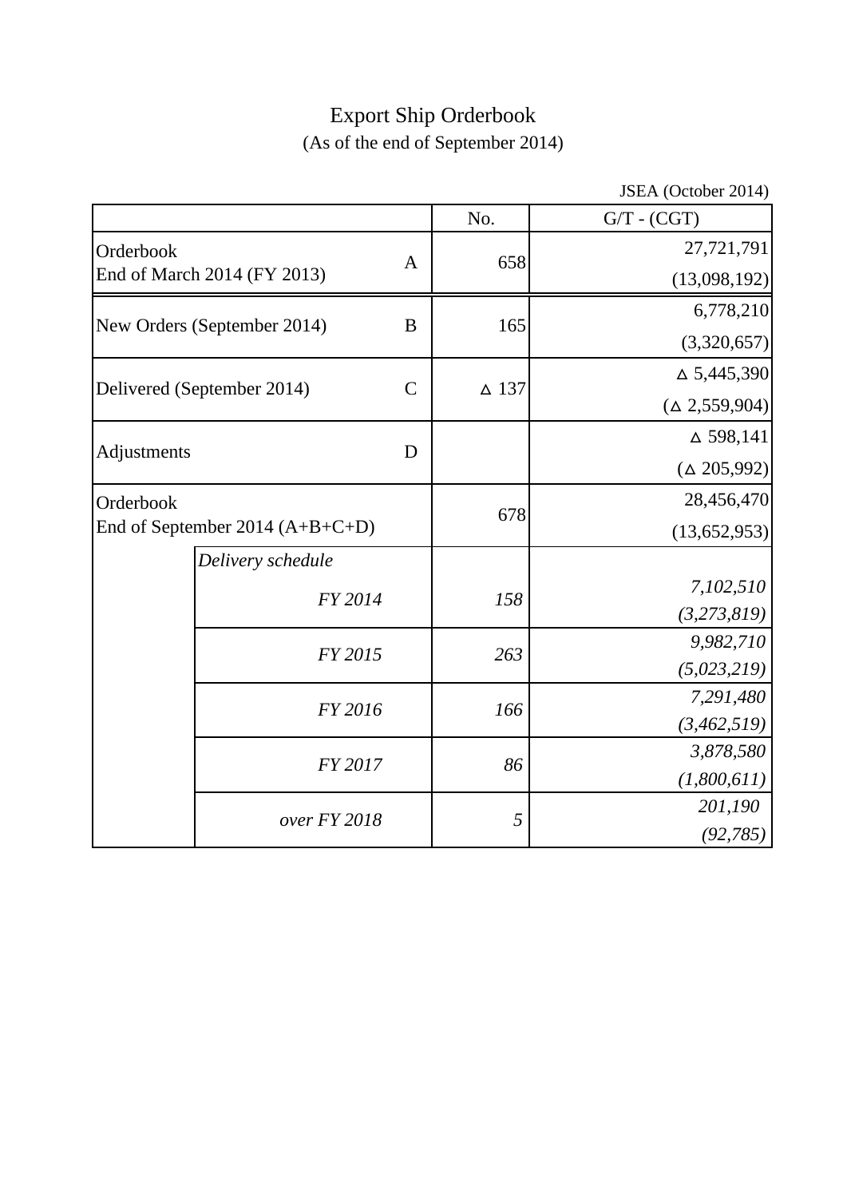# Export Ship Orderbook

(As of the end of September 2014)

JSEA (October 2014)

| | | | No. | G/T - (CGT) |
|---|---|---|---|---|
| Orderbook<br>End of March 2014 (FY 2013) | | A | 658 | 27,721,791<br>(13,098,192) |
| New Orders (September 2014) | | B | 165 | 6,778,210<br>(3,320,657) |
| Delivered (September 2014) | | C | ∆ 137 | ∆ 5,445,390<br>(∆ 2,559,904) |
| Adjustments | | D | | ∆ 598,141<br>(∆ 205,992) |
| Orderbook<br>End of September 2014 (A+B+C+D) | | | 678 | 28,456,470<br>(13,652,953) |
| | *Delivery schedule*<br>*FY 2014* | | *158* | *7,102,510*<br>*(3,273,819)* |
| | *FY 2015* | | *263* | *9,982,710*<br>*(5,023,219)* |
| | *FY 2016* | | *166* | *7,291,480*<br>*(3,462,519)* |
| | *FY 2017* | | *86* | *3,878,580*<br>*(1,800,611)* |
| | *over FY 2018* | | *5* | *201,190*<br>*(92,785)* |